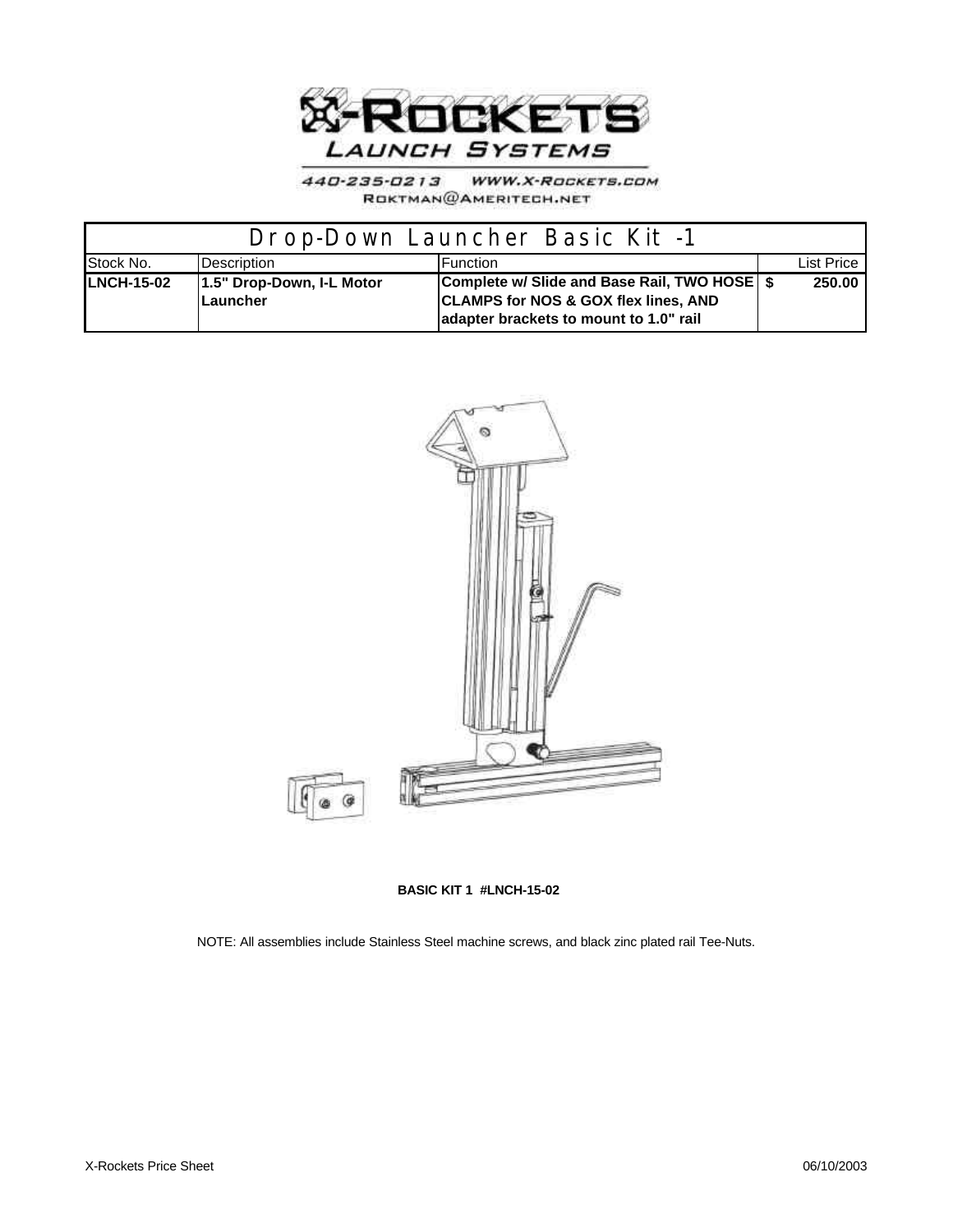# X-ROCKETS

## LAUNCH SYSTEMS

440-235-0213 WWW.X-ROCKETS.COM
ROKTMAN@AMERITECH.NET

| Drop-Down Launcher Basic Kit -1 | | | |
|---|---|---|---|
| Stock No. | Description | Function | List Price |
| **LNCH-15-02** | **1.5" Drop-Down, I-L Motor Launcher** | **Complete w/ Slide and Base Rail, TWO HOSE CLAMPS for NOS & GOX flex lines, AND adapter brackets to mount to 1.0" rail** | **$ 250.00** |

**BASIC KIT 1 #LNCH-15-02**

NOTE: All assemblies include Stainless Steel machine screws, and black zinc plated rail Tee-Nuts.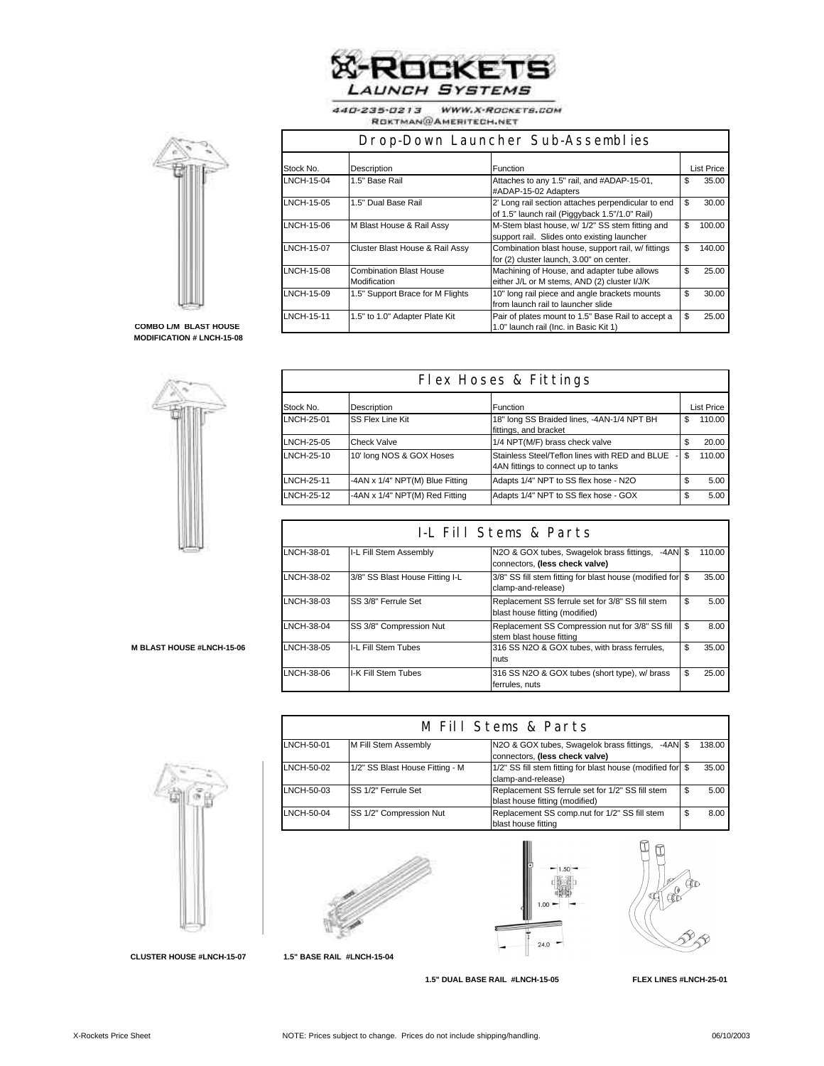X-Rockets Launch Systems

440-235-0213 WWW.X-ROCKETS.COM
ROKTMAN@AMERITECH.NET

## Drop-Down Launcher Sub-Assemblies

| Stock No. | Description | Function | List Price |
|---|---|---|---|
| LNCH-15-04 | 1.5" Base Rail | Attaches to any 1.5" rail, and #ADAP-15-01, #ADAP-15-02 Adapters | $ 35.00 |
| LNCH-15-05 | 1.5" Dual Base Rail | 2' Long rail section attaches perpendicular to end of 1.5" launch rail (Piggyback 1.5"/1.0" Rail) | $ 30.00 |
| LNCH-15-06 | M Blast House & Rail Assy | M-Stem blast house, w/ 1/2" SS stem fitting and support rail. Slides onto existing launcher | $ 100.00 |
| LNCH-15-07 | Cluster Blast House & Rail Assy | Combination blast house, support rail, w/ fittings for (2) cluster launch, 3.00" on center. | $ 140.00 |
| LNCH-15-08 | Combination Blast House Modification | Machining of House, and adapter tube allows either J/L or M stems, AND (2) cluster I/J/K | $ 25.00 |
| LNCH-15-09 | 1.5" Support Brace for M Flights | 10" long rail piece and angle brackets mounts from launch rail to launcher slide | $ 30.00 |
| LNCH-15-11 | 1.5" to 1.0" Adapter Plate Kit | Pair of plates mount to 1.5" Base Rail to accept a 1.0" launch rail (Inc. in Basic Kit 1) | $ 25.00 |

**COMBO L/M BLAST HOUSE MODIFICATION # LNCH-15-08**

## Flex Hoses & Fittings

| Stock No. | Description | Function | List Price |
|---|---|---|---|
| LNCH-25-01 | SS Flex Line Kit | 18" long SS Braided lines, -4AN-1/4 NPT BH fittings, and bracket | $ 110.00 |
| LNCH-25-05 | Check Valve | 1/4 NPT(M/F) brass check valve | $ 20.00 |
| LNCH-25-10 | 10' long NOS & GOX Hoses | Stainless Steel/Teflon lines with RED and BLUE -4AN fittings to connect up to tanks | $ 110.00 |
| LNCH-25-11 | -4AN x 1/4" NPT(M) Blue Fitting | Adapts 1/4" NPT to SS flex hose - N2O | $ 5.00 |
| LNCH-25-12 | -4AN x 1/4" NPT(M) Red Fitting | Adapts 1/4" NPT to SS flex hose - GOX | $ 5.00 |

## I-L Fill Stems & Parts

| Stock No. | Description | Function | List Price |
|---|---|---|---|
| LNCH-38-01 | I-L Fill Stem Assembly | N2O & GOX tubes, Swagelok brass fittings, -4AN connectors, **(less check valve)** | $ 110.00 |
| LNCH-38-02 | 3/8" SS Blast House Fitting I-L | 3/8" SS fill stem fitting for blast house (modified for clamp-and-release) | $ 35.00 |
| LNCH-38-03 | SS 3/8" Ferrule Set | Replacement SS ferrule set for 3/8" SS fill stem blast house fitting (modified) | $ 5.00 |
| LNCH-38-04 | SS 3/8" Compression Nut | Replacement SS Compression nut for 3/8" SS fill stem blast house fitting | $ 8.00 |
| LNCH-38-05 | I-L Fill Stem Tubes | 316 SS N2O & GOX tubes, with brass ferrules, nuts | $ 35.00 |
| LNCH-38-06 | I-K Fill Stem Tubes | 316 SS N2O & GOX tubes (short type), w/ brass ferrules, nuts | $ 25.00 |

**M BLAST HOUSE #LNCH-15-06**

## M Fill Stems & Parts

| Stock No. | Description | Function | List Price |
|---|---|---|---|
| LNCH-50-01 | M Fill Stem Assembly | N2O & GOX tubes, Swagelok brass fittings, -4AN connectors, **(less check valve)** | $ 138.00 |
| LNCH-50-02 | 1/2" SS Blast House Fitting - M | 1/2" SS fill stem fitting for blast house (modified for clamp-and-release) | $ 35.00 |
| LNCH-50-03 | SS 1/2" Ferrule Set | Replacement SS ferrule set for 1/2" SS fill stem blast house fitting (modified) | $ 5.00 |
| LNCH-50-04 | SS 1/2" Compression Nut | Replacement SS comp.nut for 1/2" SS fill stem blast house fitting | $ 8.00 |

**CLUSTER HOUSE #LNCH-15-07**

**1.5" BASE RAIL #LNCH-15-04**

**1.5" DUAL BASE RAIL #LNCH-15-05**

**FLEX LINES #LNCH-25-01**

X-Rockets Price Sheet — NOTE: Prices subject to change. Prices do not include shipping/handling. — 06/10/2003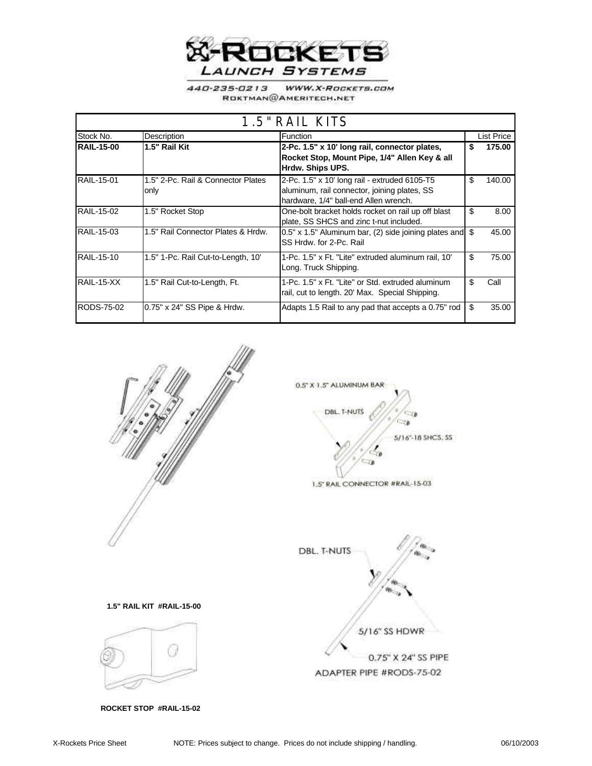# X-ROCKETS LAUNCH SYSTEMS

440-235-0213 WWW.X-ROCKETS.COM
ROKTMAN@AMERITECH.NET

| 1.5" RAIL KITS | | | |
|---|---|---|---|
| Stock No. | Description | Function | List Price |
| **RAIL-15-00** | **1.5" Rail Kit** | **2-Pc. 1.5" x 10' long rail, connector plates, Rocket Stop, Mount Pipe, 1/4" Allen Key & all Hrdw. Ships UPS.** | **$ 175.00** |
| RAIL-15-01 | 1.5" 2-Pc. Rail & Connector Plates only | 2-Pc. 1.5" x 10' long rail - extruded 6105-T5 aluminum, rail connector, joining plates, SS hardware, 1/4" ball-end Allen wrench. | $ 140.00 |
| RAIL-15-02 | 1.5" Rocket Stop | One-bolt bracket holds rocket on rail up off blast plate, SS SHCS and zinc t-nut included. | $ 8.00 |
| RAIL-15-03 | 1.5" Rail Connector Plates & Hrdw. | 0.5" x 1.5" Aluminum bar, (2) side joining plates and SS Hrdw. for 2-Pc. Rail | $ 45.00 |
| RAIL-15-10 | 1.5" 1-Pc. Rail Cut-to-Length, 10' | 1-Pc. 1.5" x Ft. "Lite" extruded aluminum rail, 10' Long. Truck Shipping. | $ 75.00 |
| RAIL-15-XX | 1.5" Rail Cut-to-Length, Ft. | 1-Pc. 1.5" x Ft. "Lite" or Std. extruded aluminum rail, cut to length. 20' Max. Special Shipping. | $ Call |
| RODS-75-02 | 0.75" x 24" SS Pipe & Hrdw. | Adapts 1.5 Rail to any pad that accepts a 0.75" rod | $ 35.00 |

0.5" X 1.5" ALUMINUM BAR

DBL. T-NUTS

5/16"-18 SHCS, SS

1.5" RAIL CONNECTOR #RAIL-15-03

**1.5" RAIL KIT #RAIL-15-00**

DBL. T-NUTS

5/16" SS HDWR

0.75" X 24" SS PIPE

ADAPTER PIPE #RODS-75-02

**ROCKET STOP #RAIL-15-02**

X-Rockets Price Sheet NOTE: Prices subject to change. Prices do not include shipping / handling. 06/10/2003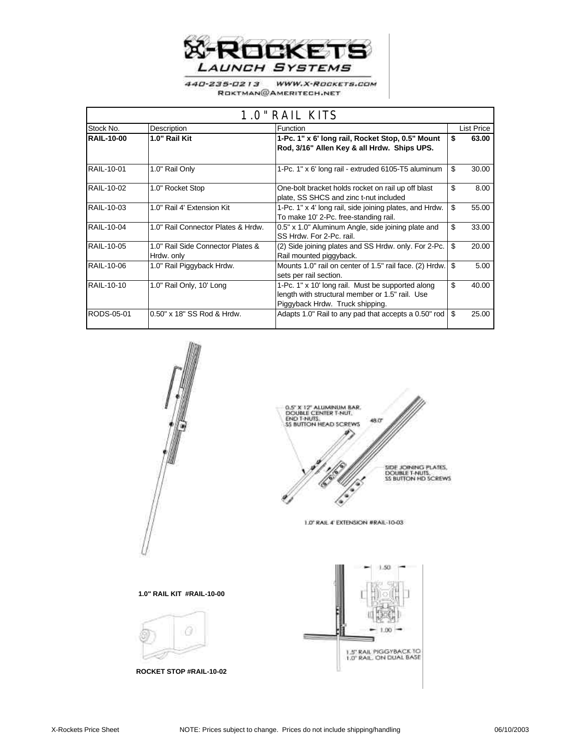X-ROCKETS LAUNCH SYSTEMS

440-235-0213 WWW.X-ROCKETS.COM
ROKTMAN@AMERITECH.NET

## 1.0" RAIL KITS

| Stock No. | Description | Function | List Price |
|---|---|---|---|
| **RAIL-10-00** | **1.0" Rail Kit** | **1-Pc. 1" x 6' long rail, Rocket Stop, 0.5" Mount Rod, 3/16" Allen Key & all Hrdw. Ships UPS.** | **$ 63.00** |
| RAIL-10-01 | 1.0" Rail Only | 1-Pc. 1" x 6' long rail - extruded 6105-T5 aluminum | $ 30.00 |
| RAIL-10-02 | 1.0" Rocket Stop | One-bolt bracket holds rocket on rail up off blast plate, SS SHCS and zinc t-nut included | $ 8.00 |
| RAIL-10-03 | 1.0" Rail 4' Extension Kit | 1-Pc. 1" x 4' long rail, side joining plates, and Hrdw. To make 10' 2-Pc. free-standing rail. | $ 55.00 |
| RAIL-10-04 | 1.0" Rail Connector Plates & Hrdw. | 0.5" x 1.0" Aluminum Angle, side joining plate and SS Hrdw. For 2-Pc. rail. | $ 33.00 |
| RAIL-10-05 | 1.0" Rail Side Connector Plates & Hrdw. only | (2) Side joining plates and SS Hrdw. only. For 2-Pc. Rail mounted piggyback. | $ 20.00 |
| RAIL-10-06 | 1.0" Rail Piggyback Hrdw. | Mounts 1.0" rail on center of 1.5" rail face. (2) Hrdw. sets per rail section. | $ 5.00 |
| RAIL-10-10 | 1.0" Rail Only, 10' Long | 1-Pc. 1" x 10' long rail. Must be supported along length with structural member or 1.5" rail. Use Piggyback Hrdw. Truck shipping. | $ 40.00 |
| RODS-05-01 | 0.50" x 18" SS Rod & Hrdw. | Adapts 1.0" Rail to any pad that accepts a 0.50" rod | $ 25.00 |

0.5" X 12" ALUMINUM BAR, DOUBLE CENTER T-NUT, END T-NUTS, SS BUTTON HEAD SCREWS

48.0"

SIDE JOINING PLATES, DOUBLE T-NUTS, SS BUTTON HD SCREWS

1.0" RAIL 4' EXTENSION #RAIL-10-03

**1.0" RAIL KIT #RAIL-10-00**

1.50

1.00

1.5" RAIL PIGGYBACK TO 1.0" RAIL, ON DUAL BASE

**ROCKET STOP #RAIL-10-02**

X-Rockets Price Sheet    NOTE: Prices subject to change. Prices do not include shipping/handling    06/10/2003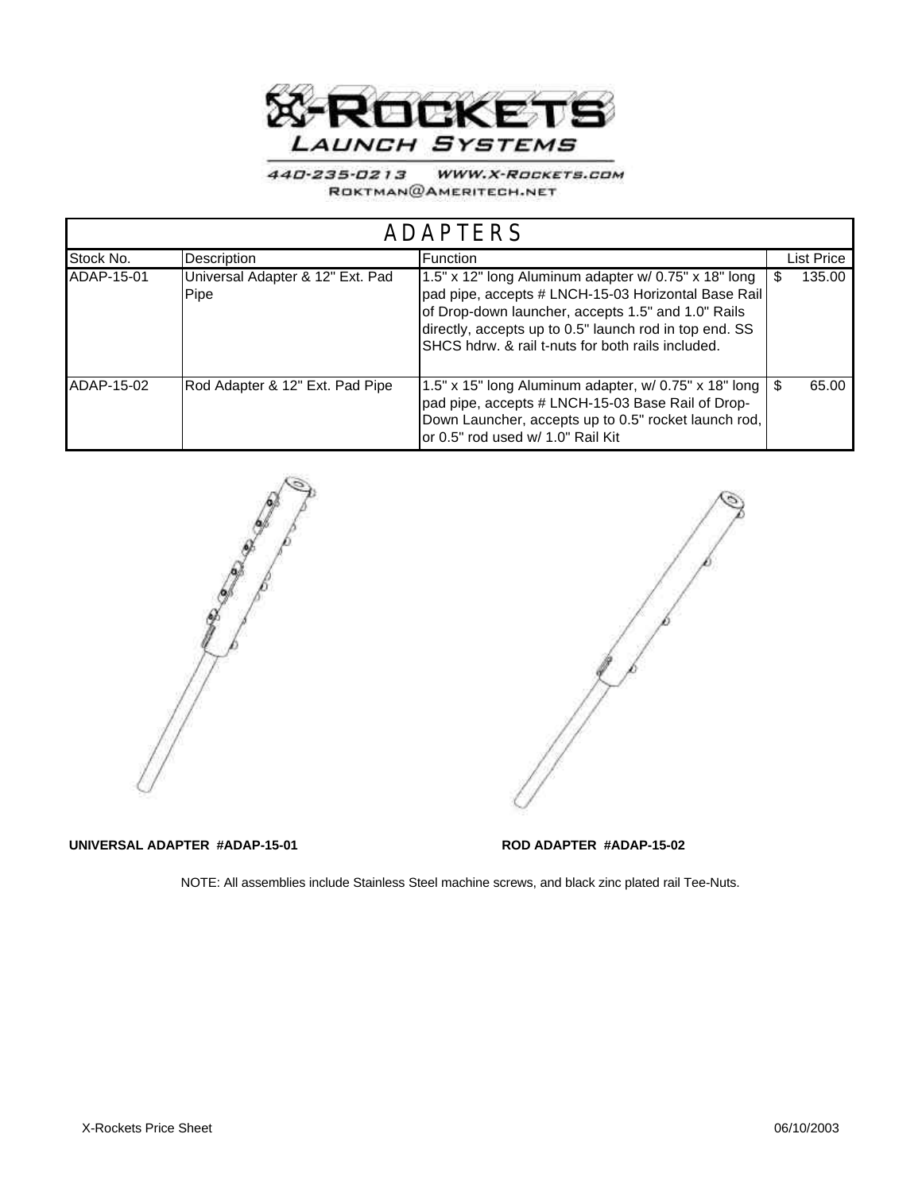X-ROCKETS LAUNCH SYSTEMS

440-235-0213 WWW.X-ROCKETS.COM
ROKTMAN@AMERITECH.NET

## ADAPTERS

| Stock No. | Description | Function | List Price |
|---|---|---|---|
| ADAP-15-01 | Universal Adapter & 12" Ext. Pad Pipe | 1.5" x 12" long Aluminum adapter w/ 0.75" x 18" long pad pipe, accepts # LNCH-15-03 Horizontal Base Rail of Drop-down launcher, accepts 1.5" and 1.0" Rails directly, accepts up to 0.5" launch rod in top end. SS SHCS hdrw. & rail t-nuts for both rails included. | $ 135.00 |
| ADAP-15-02 | Rod Adapter & 12" Ext. Pad Pipe | 1.5" x 15" long Aluminum adapter, w/ 0.75" x 18" long pad pipe, accepts # LNCH-15-03 Base Rail of Drop-Down Launcher, accepts up to 0.5" rocket launch rod, or 0.5" rod used w/ 1.0" Rail Kit | $ 65.00 |

**UNIVERSAL ADAPTER #ADAP-15-01**

**ROD ADAPTER #ADAP-15-02**

NOTE: All assemblies include Stainless Steel machine screws, and black zinc plated rail Tee-Nuts.